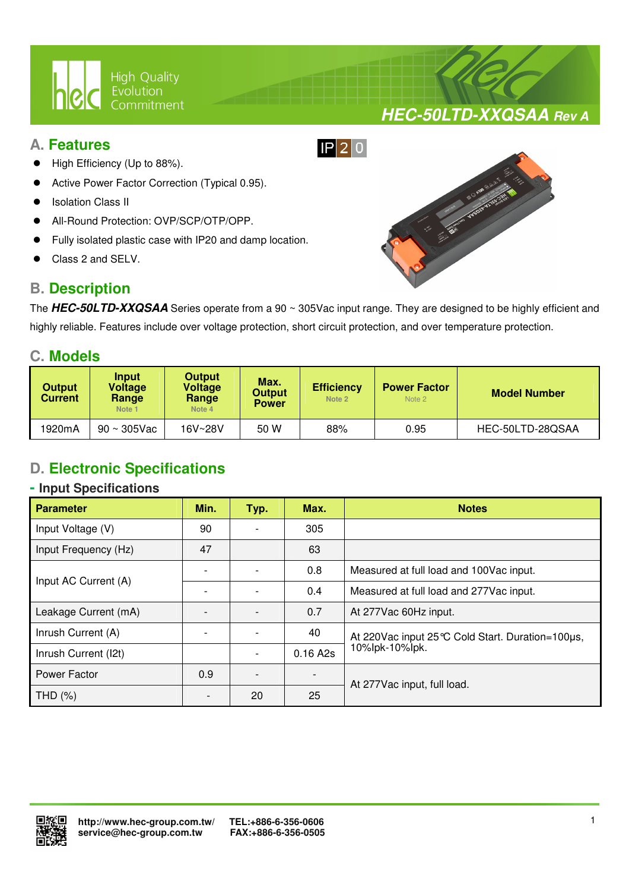# HEC-50LTD-XXQSAA Rev A

## A. Features

IP20

- High Efficiency (Up to 88%).
- Active Power Factor Correction (Typical 0.95).
- Isolation Class II
- All-Round Protection: OVP/SCP/OTP/OPP.
- Fully isolated plastic case with IP20 and damp location.
- Class 2 and SELV.

## B. Description

The ***HEC-50LTD-XXQSAA*** Series operate from a 90 ~ 305Vac input range. They are designed to be highly efficient and highly reliable. Features include over voltage protection, short circuit protection, and over temperature protection.

## C. Models

| Output Current | Input Voltage Range Note 1 | Output Voltage Range Note 4 | Max. Output Power | Efficiency Note 2 | Power Factor Note 2 | Model Number |
|---|---|---|---|---|---|---|
| 1920mA | 90 ~ 305Vac | 16V~28V | 50 W | 88% | 0.95 | HEC-50LTD-28QSAA |

## D. Electronic Specifications

### - Input Specifications

| Parameter | Min. | Typ. | Max. | Notes |
|---|---|---|---|---|
| Input Voltage (V) | 90 | - | 305 | |
| Input Frequency (Hz) | 47 | | 63 | |
| Input AC Current (A) | - | - | 0.8 | Measured at full load and 100Vac input. |
| | - | - | 0.4 | Measured at full load and 277Vac input. |
| Leakage Current (mA) | - | - | 0.7 | At 277Vac 60Hz input. |
| Inrush Current (A) | - | - | 40 | At 220Vac input 25℃ Cold Start. Duration=100μs, 10%Ipk-10%Ipk. |
| Inrush Current (I2t) | | - | 0.16 A2s | |
| Power Factor | 0.9 | - | - | At 277Vac input, full load. |
| THD (%) | - | 20 | 25 | |

http://www.hec-group.com.tw/ service@hec-group.com.tw TEL:+886-6-356-0606 FAX:+886-6-356-0505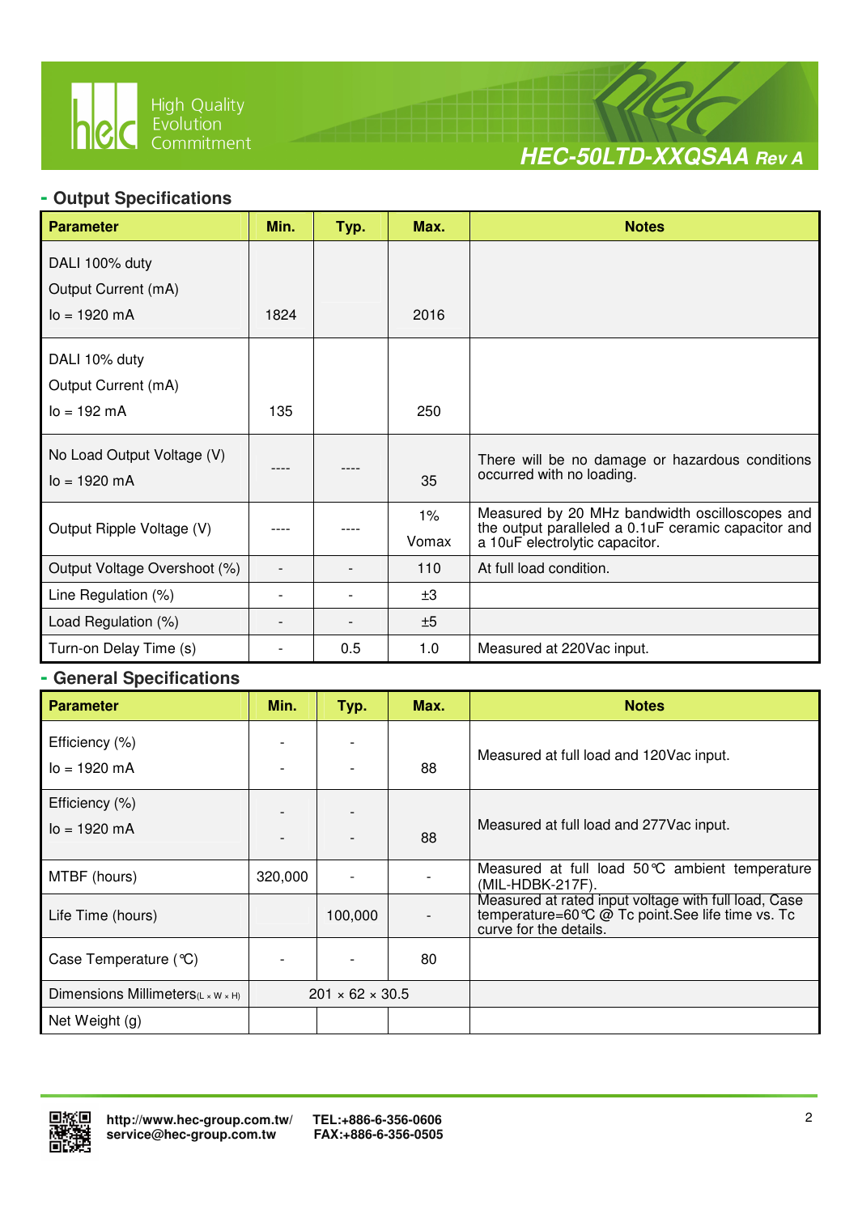## - Output Specifications

| Parameter | Min. | Typ. | Max. | Notes |
|---|---|---|---|---|
| DALI 100% duty<br>Output Current (mA)<br>Io = 1920 mA | 1824 | | 2016 | |
| DALI 10% duty<br>Output Current (mA)<br>Io = 192 mA | 135 | | 250 | |
| No Load Output Voltage (V)<br>Io = 1920 mA | ---- | ---- | 35 | There will be no damage or hazardous conditions occurred with no loading. |
| Output Ripple Voltage (V) | ---- | ---- | 1%<br>Vomax | Measured by 20 MHz bandwidth oscilloscopes and the output paralleled a 0.1uF ceramic capacitor and a 10uF electrolytic capacitor. |
| Output Voltage Overshoot (%) | - | - | 110 | At full load condition. |
| Line Regulation (%) | - | - | ±3 | |
| Load Regulation (%) | - | - | ±5 | |
| Turn-on Delay Time (s) | - | 0.5 | 1.0 | Measured at 220Vac input. |

## - General Specifications

| Parameter | Min. | Typ. | Max. | Notes |
|---|---|---|---|---|
| Efficiency (%)<br>Io = 1920 mA | -<br>- | -<br>- | 88 | Measured at full load and 120Vac input. |
| Efficiency (%)<br>Io = 1920 mA | -<br>- | -<br>- | 88 | Measured at full load and 277Vac input. |
| MTBF (hours) | 320,000 | - | - | Measured at full load 50℃ ambient temperature (MIL-HDBK-217F). |
| Life Time (hours) | | 100,000 | - | Measured at rated input voltage with full load, Case temperature=60℃ @ Tc point.See life time vs. Tc curve for the details. |
| Case Temperature (℃) | - | - | 80 | |
| Dimensions Millimeters(L × W × H) | 201 × 62 × 30.5 | | | |
| Net Weight (g) | | | | |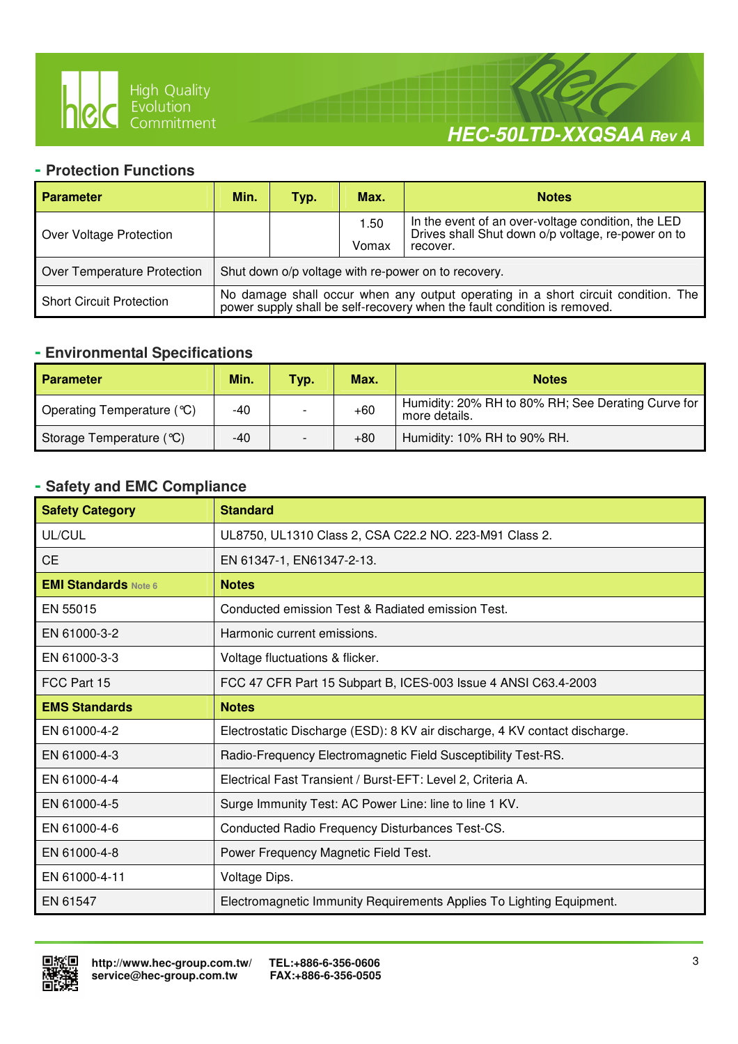## - Protection Functions

| Parameter | Min. | Typ. | Max. | Notes |
|---|---|---|---|---|
| Over Voltage Protection | | | 1.50 Vomax | In the event of an over-voltage condition, the LED Drives shall Shut down o/p voltage, re-power on to recover. |
| Over Temperature Protection | Shut down o/p voltage with re-power on to recovery. | | | |
| Short Circuit Protection | No damage shall occur when any output operating in a short circuit condition. The power supply shall be self-recovery when the fault condition is removed. | | | |

## - Environmental Specifications

| Parameter | Min. | Typ. | Max. | Notes |
|---|---|---|---|---|
| Operating Temperature (℃) | -40 | - | +60 | Humidity: 20% RH to 80% RH; See Derating Curve for more details. |
| Storage Temperature (℃) | -40 | - | +80 | Humidity: 10% RH to 90% RH. |

## - Safety and EMC Compliance

| Safety Category | Standard |
|---|---|
| UL/CUL | UL8750, UL1310 Class 2, CSA C22.2 NO. 223-M91 Class 2. |
| CE | EN 61347-1, EN61347-2-13. |
| **EMI Standards** Note 6 | **Notes** |
| EN 55015 | Conducted emission Test & Radiated emission Test. |
| EN 61000-3-2 | Harmonic current emissions. |
| EN 61000-3-3 | Voltage fluctuations & flicker. |
| FCC Part 15 | FCC 47 CFR Part 15 Subpart B, ICES-003 Issue 4 ANSI C63.4-2003 |
| **EMS Standards** | **Notes** |
| EN 61000-4-2 | Electrostatic Discharge (ESD): 8 KV air discharge, 4 KV contact discharge. |
| EN 61000-4-3 | Radio-Frequency Electromagnetic Field Susceptibility Test-RS. |
| EN 61000-4-4 | Electrical Fast Transient / Burst-EFT: Level 2, Criteria A. |
| EN 61000-4-5 | Surge Immunity Test: AC Power Line: line to line 1 KV. |
| EN 61000-4-6 | Conducted Radio Frequency Disturbances Test-CS. |
| EN 61000-4-8 | Power Frequency Magnetic Field Test. |
| EN 61000-4-11 | Voltage Dips. |
| EN 61547 | Electromagnetic Immunity Requirements Applies To Lighting Equipment. |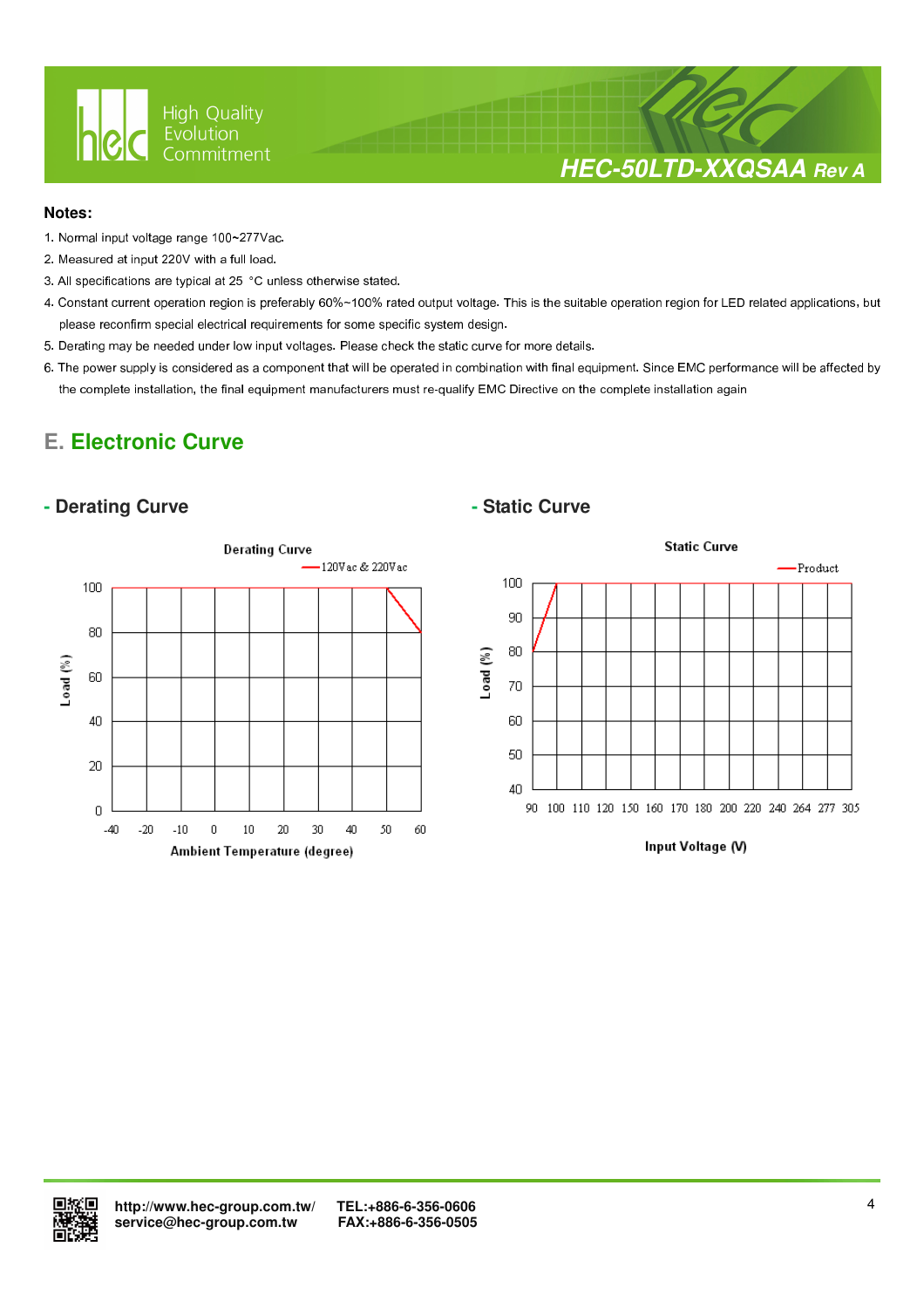**Notes:**

1. Normal input voltage range 100~277Vac.
2. Measured at input 220V with a full load.
3. All specifications are typical at 25 °C unless otherwise stated.
4. Constant current operation region is preferably 60%~100% rated output voltage. This is the suitable operation region for LED related applications, but please reconfirm special electrical requirements for some specific system design.
5. Derating may be needed under low input voltages. Please check the static curve for more details.
6. The power supply is considered as a component that will be operated in combination with final equipment. Since EMC performance will be affected by the complete installation, the final equipment manufacturers must re-qualify EMC Directive on the complete installation again

## E. Electronic Curve

### - Derating Curve

Derating Curve

—120Vac & 220Vac

Load (%): 0, 20, 40, 60, 80, 100

Ambient Temperature (degree): -40, -20, -10, 0, 10, 20, 30, 40, 50, 60

### - Static Curve

Static Curve

—Product

Load (%): 40, 50, 60, 70, 80, 90, 100

Input Voltage (V): 90, 100, 110, 120, 150, 160, 170, 180, 200, 220, 240, 264, 277, 305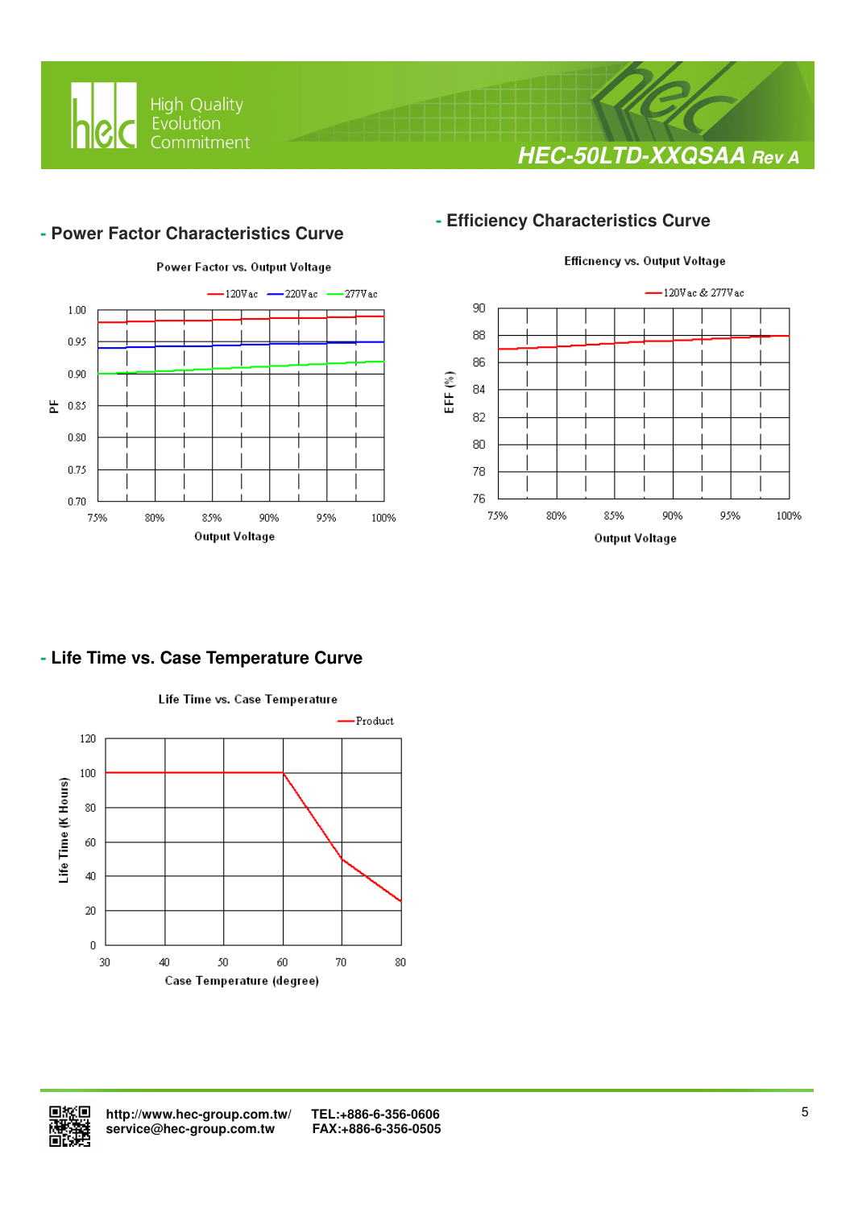## - Power Factor Characteristics Curve

Power Factor vs. Output Voltage

## - Efficiency Characteristics Curve

Efficnency vs. Output Voltage

## - Life Time vs. Case Temperature Curve

Life Time vs. Case Temperature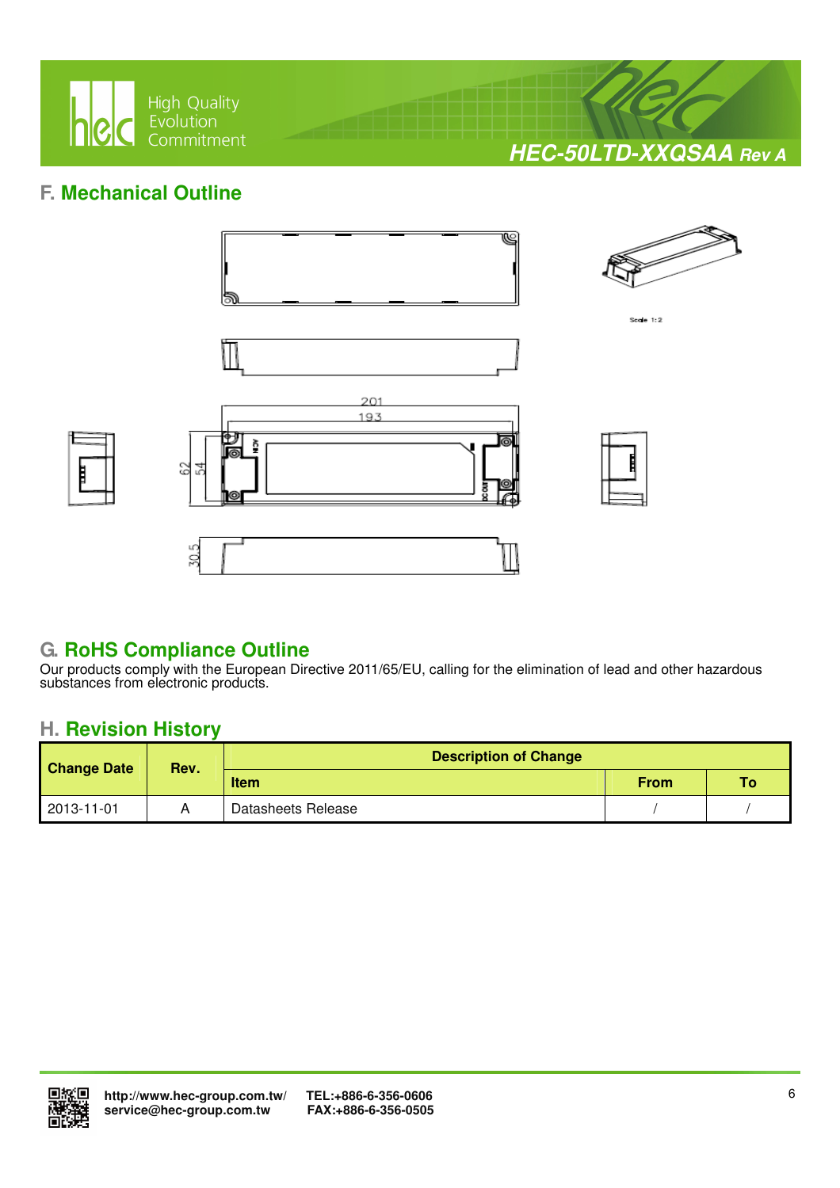## F. Mechanical Outline

Scale 1:2

201

193

62

54

30.5

ACIN

DC OUT

## G. RoHS Compliance Outline

Our products comply with the European Directive 2011/65/EU, calling for the elimination of lead and other hazardous substances from electronic products.

## H. Revision History

| Change Date | Rev. | Description of Change | | |
|---|---|---|---|---|
| | | Item | From | To |
| 2013-11-01 | A | Datasheets Release | / | / |

http://www.hec-group.com.tw/
service@hec-group.com.tw

TEL:+886-6-356-0606
FAX:+886-6-356-0505